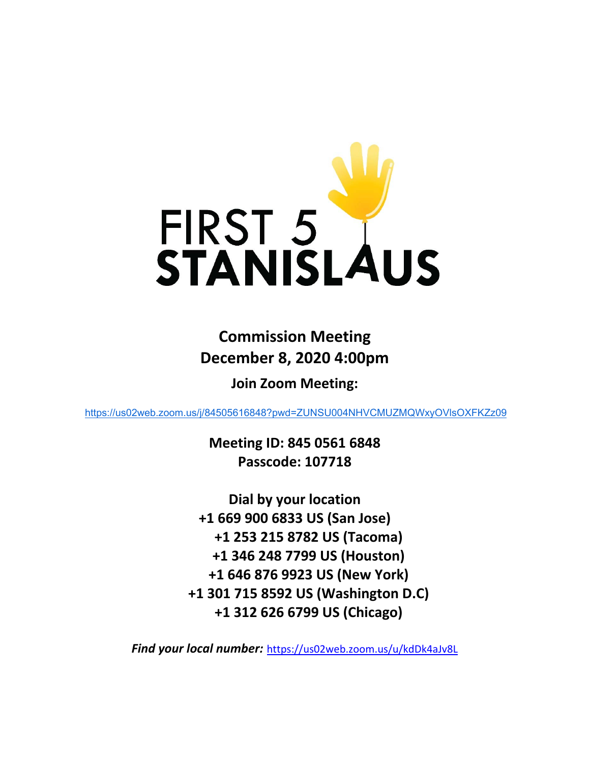# FIRST 5 STANISLAUS

**Commission Meeting**
**December 8, 2020 4:00pm**

**Join Zoom Meeting:**

https://us02web.zoom.us/j/84505616848?pwd=ZUNSU004NHVCMUZMQWxyOVlsOXFKZz09

**Meeting ID: 845 0561 6848**
**Passcode: 107718**

**Dial by your location**
**+1 669 900 6833 US (San Jose)**
**+1 253 215 8782 US (Tacoma)**
**+1 346 248 7799 US (Houston)**
**+1 646 876 9923 US (New York)**
**+1 301 715 8592 US (Washington D.C)**
**+1 312 626 6799 US (Chicago)**

***Find your local number:*** https://us02web.zoom.us/u/kdDk4aJv8L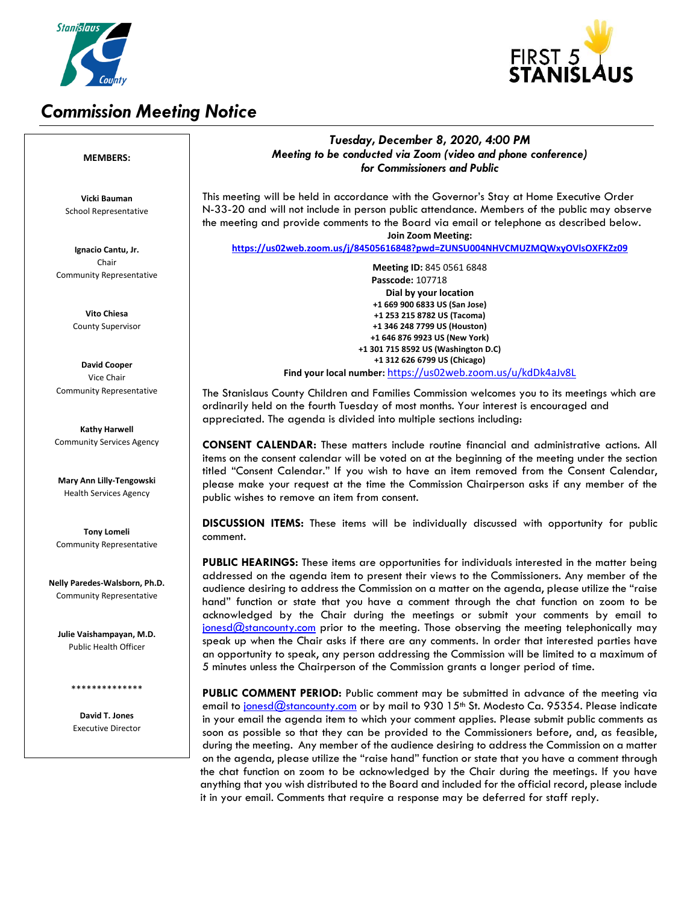# *Commission Meeting Notice*

**MEMBERS:**

**Vicki Bauman**
School Representative

**Ignacio Cantu, Jr.**
Chair
Community Representative

**Vito Chiesa**
County Supervisor

**David Cooper**
Vice Chair
Community Representative

**Kathy Harwell**
Community Services Agency

**Mary Ann Lilly-Tengowski**
Health Services Agency

**Tony Lomeli**
Community Representative

**Nelly Paredes-Walsborn, Ph.D.**
Community Representative

**Julie Vaishampayan, M.D.**
Public Health Officer

**************

**David T. Jones**
Executive Director

***Tuesday, December 8, 2020, 4:00 PM***
***Meeting to be conducted via Zoom (video and phone conference) for Commissioners and Public***

This meeting will be held in accordance with the Governor's Stay at Home Executive Order N-33-20 and will not include in person public attendance. Members of the public may observe the meeting and provide comments to the Board via email or telephone as described below.

**Join Zoom Meeting:**
**https://us02web.zoom.us/j/84505616848?pwd=ZUNSU004NHVCMUZMQWxyOVlsOXFKZz09**

**Meeting ID:** 845 0561 6848
**Passcode:** 107718
**Dial by your location**
**+1 669 900 6833 US (San Jose)**
**+1 253 215 8782 US (Tacoma)**
**+1 346 248 7799 US (Houston)**
**+1 646 876 9923 US (New York)**
**+1 301 715 8592 US (Washington D.C)**
**+1 312 626 6799 US (Chicago)**
**Find your local number:** https://us02web.zoom.us/u/kdDk4aJv8L

The Stanislaus County Children and Families Commission welcomes you to its meetings which are ordinarily held on the fourth Tuesday of most months. Your interest is encouraged and appreciated. The agenda is divided into multiple sections including:

**CONSENT CALENDAR:** These matters include routine financial and administrative actions. All items on the consent calendar will be voted on at the beginning of the meeting under the section titled "Consent Calendar." If you wish to have an item removed from the Consent Calendar, please make your request at the time the Commission Chairperson asks if any member of the public wishes to remove an item from consent.

**DISCUSSION ITEMS:** These items will be individually discussed with opportunity for public comment.

**PUBLIC HEARINGS:** These items are opportunities for individuals interested in the matter being addressed on the agenda item to present their views to the Commissioners. Any member of the audience desiring to address the Commission on a matter on the agenda, please utilize the "raise hand" function or state that you have a comment through the chat function on zoom to be acknowledged by the Chair during the meetings or submit your comments by email to jonesd@stancounty.com prior to the meeting. Those observing the meeting telephonically may speak up when the Chair asks if there are any comments. In order that interested parties have an opportunity to speak, any person addressing the Commission will be limited to a maximum of 5 minutes unless the Chairperson of the Commission grants a longer period of time.

**PUBLIC COMMENT PERIOD:** Public comment may be submitted in advance of the meeting via email to jonesd@stancounty.com or by mail to 930 15th St. Modesto Ca. 95354. Please indicate in your email the agenda item to which your comment applies. Please submit public comments as soon as possible so that they can be provided to the Commissioners before, and, as feasible, during the meeting. Any member of the audience desiring to address the Commission on a matter on the agenda, please utilize the "raise hand" function or state that you have a comment through the chat function on zoom to be acknowledged by the Chair during the meetings. If you have anything that you wish distributed to the Board and included for the official record, please include it in your email. Comments that require a response may be deferred for staff reply.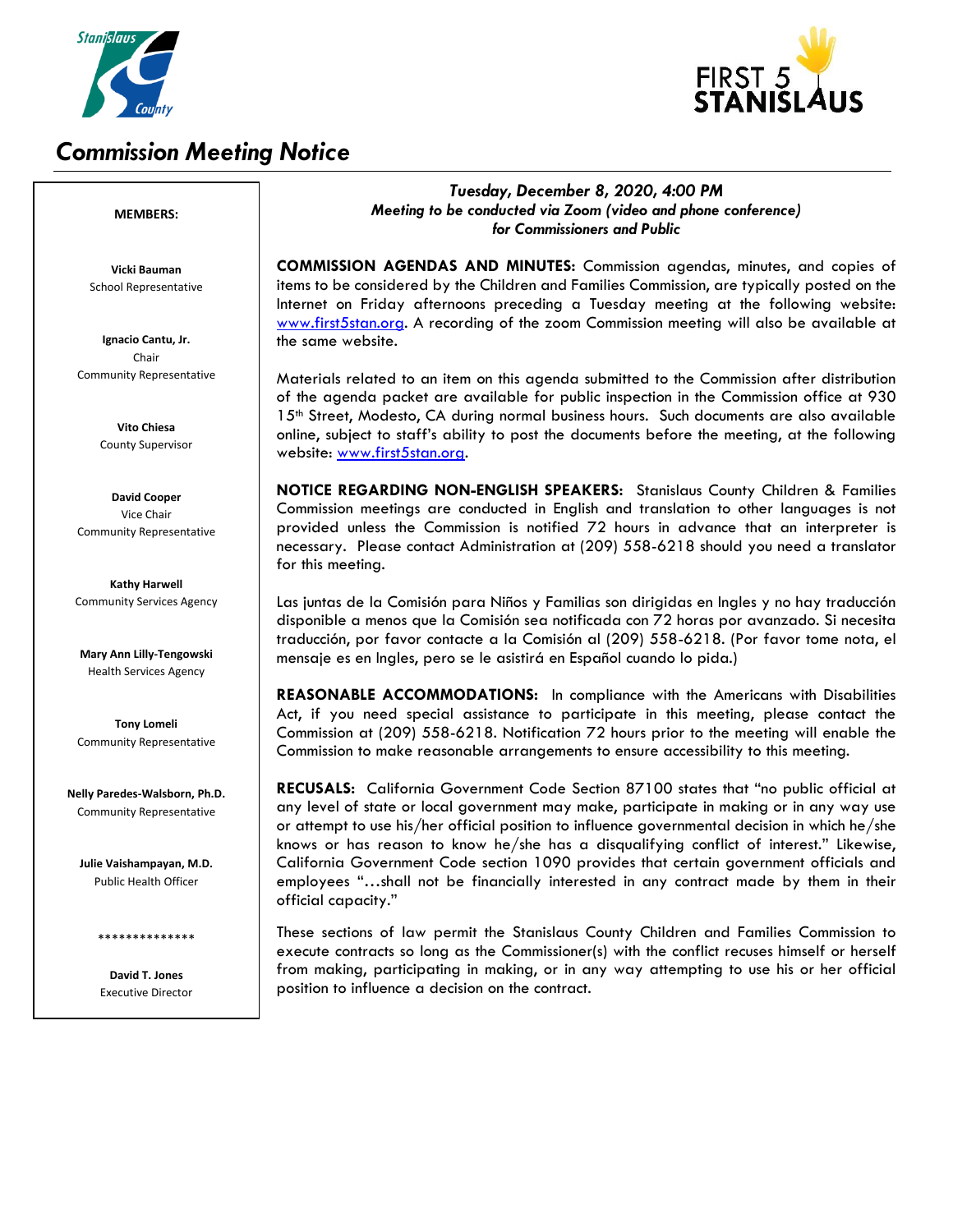# Commission Meeting Notice

**MEMBERS:**

**Vicki Bauman**
School Representative

**Ignacio Cantu, Jr.**
Chair
Community Representative

**Vito Chiesa**
County Supervisor

**David Cooper**
Vice Chair
Community Representative

**Kathy Harwell**
Community Services Agency

**Mary Ann Lilly-Tengowski**
Health Services Agency

**Tony Lomeli**
Community Representative

**Nelly Paredes-Walsborn, Ph.D.**
Community Representative

**Julie Vaishampayan, M.D.**
Public Health Officer

**************

**David T. Jones**
Executive Director

***Tuesday, December 8, 2020, 4:00 PM***
***Meeting to be conducted via Zoom (video and phone conference)***
***for Commissioners and Public***

**COMMISSION AGENDAS AND MINUTES:** Commission agendas, minutes, and copies of items to be considered by the Children and Families Commission, are typically posted on the Internet on Friday afternoons preceding a Tuesday meeting at the following website: www.first5stan.org. A recording of the zoom Commission meeting will also be available at the same website.

Materials related to an item on this agenda submitted to the Commission after distribution of the agenda packet are available for public inspection in the Commission office at 930 15th Street, Modesto, CA during normal business hours. Such documents are also available online, subject to staff's ability to post the documents before the meeting, at the following website: www.first5stan.org.

**NOTICE REGARDING NON-ENGLISH SPEAKERS:** Stanislaus County Children & Families Commission meetings are conducted in English and translation to other languages is not provided unless the Commission is notified 72 hours in advance that an interpreter is necessary. Please contact Administration at (209) 558-6218 should you need a translator for this meeting.

Las juntas de la Comisión para Niños y Familias son dirigidas en Ingles y no hay traducción disponible a menos que la Comisión sea notificada con 72 horas por avanzado. Si necesita traducción, por favor contacte a la Comisión al (209) 558-6218. (Por favor tome nota, el mensaje es en Ingles, pero se le asistirá en Español cuando lo pida.)

**REASONABLE ACCOMMODATIONS:** In compliance with the Americans with Disabilities Act, if you need special assistance to participate in this meeting, please contact the Commission at (209) 558-6218. Notification 72 hours prior to the meeting will enable the Commission to make reasonable arrangements to ensure accessibility to this meeting.

**RECUSALS:** California Government Code Section 87100 states that "no public official at any level of state or local government may make, participate in making or in any way use or attempt to use his/her official position to influence governmental decision in which he/she knows or has reason to know he/she has a disqualifying conflict of interest." Likewise, California Government Code section 1090 provides that certain government officials and employees "…shall not be financially interested in any contract made by them in their official capacity."

These sections of law permit the Stanislaus County Children and Families Commission to execute contracts so long as the Commissioner(s) with the conflict recuses himself or herself from making, participating in making, or in any way attempting to use his or her official position to influence a decision on the contract.